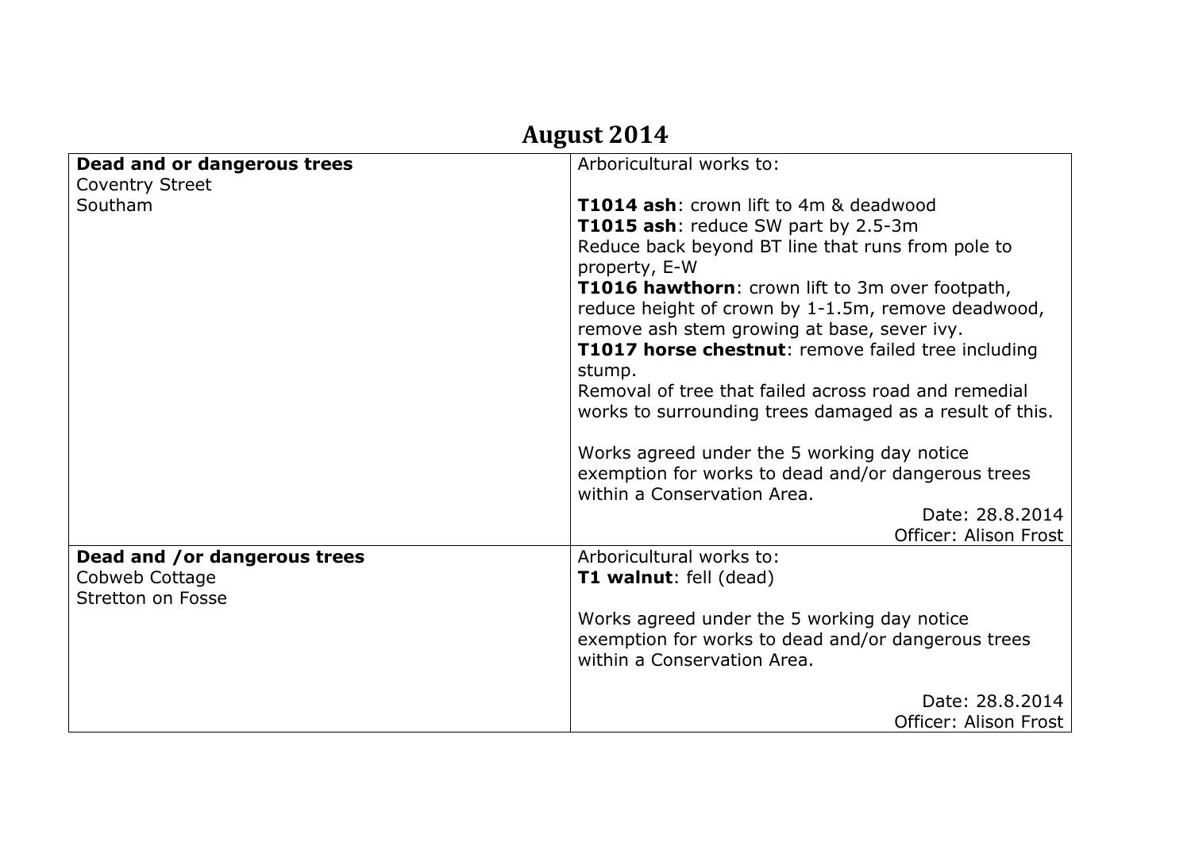# August 2014

| | |
|---|---|
| **Dead and or dangerous trees**<br>Coventry Street<br>Southam | Arboricultural works to:<br><br>**T1014 ash**: crown lift to 4m & deadwood<br>**T1015 ash**: reduce SW part by 2.5-3m<br>Reduce back beyond BT line that runs from pole to property, E-W<br>**T1016 hawthorn**: crown lift to 3m over footpath, reduce height of crown by 1-1.5m, remove deadwood, remove ash stem growing at base, sever ivy.<br>**T1017 horse chestnut**: remove failed tree including stump.<br>Removal of tree that failed across road and remedial works to surrounding trees damaged as a result of this.<br><br>Works agreed under the 5 working day notice exemption for works to dead and/or dangerous trees within a Conservation Area.<br>Date: 28.8.2014<br>Officer: Alison Frost |
| **Dead and /or dangerous trees**<br>Cobweb Cottage<br>Stretton on Fosse | Arboricultural works to:<br>**T1 walnut**: fell (dead)<br><br>Works agreed under the 5 working day notice exemption for works to dead and/or dangerous trees within a Conservation Area.<br><br>Date: 28.8.2014<br>Officer: Alison Frost |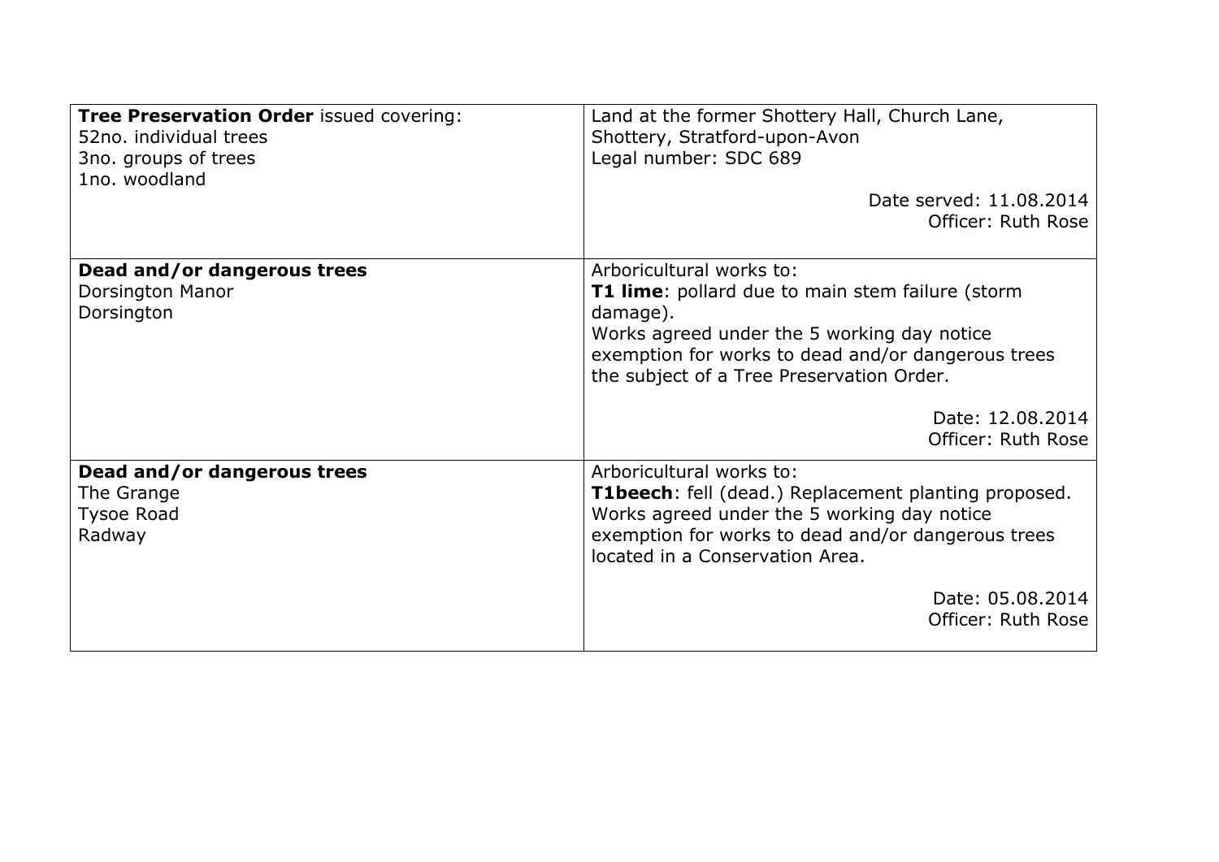| | |
|---|---|
| **Tree Preservation Order** issued covering:<br>52no. individual trees<br>3no. groups of trees<br>1no. woodland | Land at the former Shottery Hall, Church Lane, Shottery, Stratford-upon-Avon<br>Legal number: SDC 689<br><br>Date served: 11.08.2014<br>Officer: Ruth Rose |
| **Dead and/or dangerous trees**<br>Dorsington Manor<br>Dorsington | Arboricultural works to:<br>**T1 lime**: pollard due to main stem failure (storm damage).<br>Works agreed under the 5 working day notice exemption for works to dead and/or dangerous trees the subject of a Tree Preservation Order.<br><br>Date: 12.08.2014<br>Officer: Ruth Rose |
| **Dead and/or dangerous trees**<br>The Grange<br>Tysoe Road<br>Radway | Arboricultural works to:<br>**T1beech**: fell (dead.) Replacement planting proposed.<br>Works agreed under the 5 working day notice exemption for works to dead and/or dangerous trees located in a Conservation Area.<br><br>Date: 05.08.2014<br>Officer: Ruth Rose |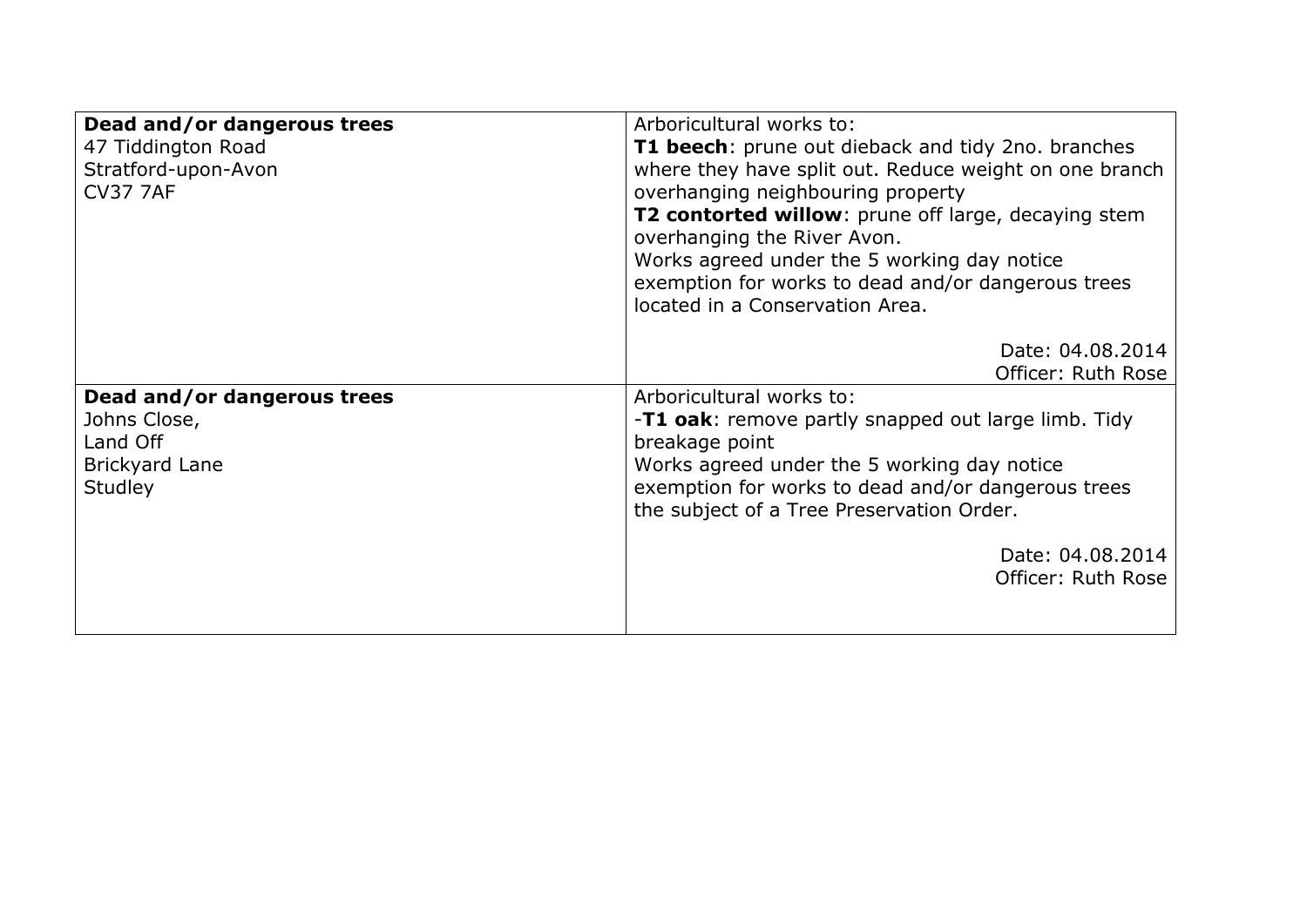| | |
|---|---|
| **Dead and/or dangerous trees**<br>47 Tiddington Road<br>Stratford-upon-Avon<br>CV37 7AF | Arboricultural works to:<br>**T1 beech**: prune out dieback and tidy 2no. branches where they have split out. Reduce weight on one branch overhanging neighbouring property<br>**T2 contorted willow**: prune off large, decaying stem overhanging the River Avon.<br>Works agreed under the 5 working day notice exemption for works to dead and/or dangerous trees located in a Conservation Area.<br><br>Date: 04.08.2014<br>Officer: Ruth Rose |
| **Dead and/or dangerous trees**<br>Johns Close,<br>Land Off<br>Brickyard Lane<br>Studley | Arboricultural works to:<br>-**T1 oak**: remove partly snapped out large limb. Tidy breakage point<br>Works agreed under the 5 working day notice exemption for works to dead and/or dangerous trees the subject of a Tree Preservation Order.<br><br>Date: 04.08.2014<br>Officer: Ruth Rose |